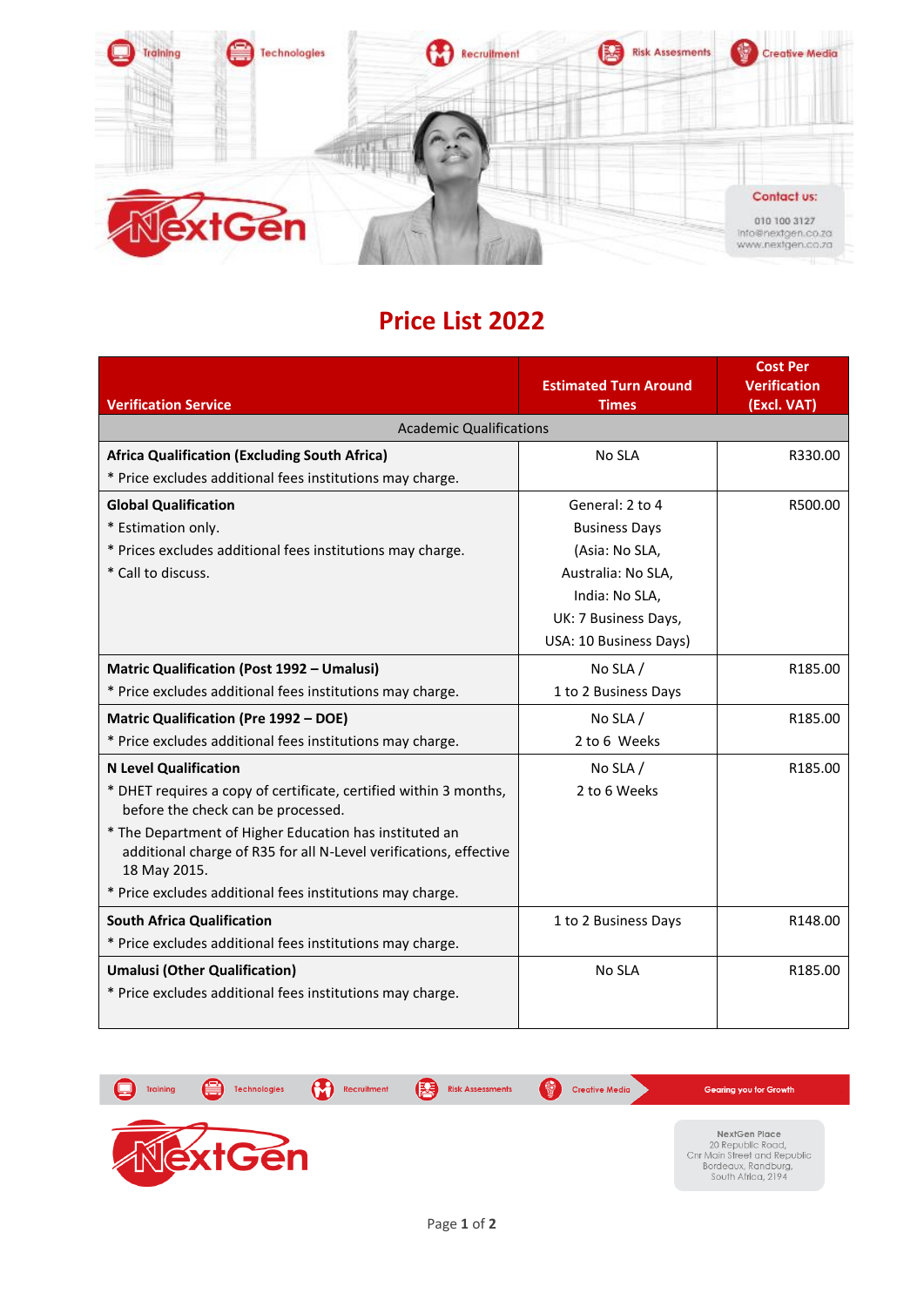# Price List 2022

| Verification Service | Estimated Turn Around Times | Cost Per Verification (Excl. VAT) |
|---|---|---|
| Academic Qualifications | | |
| **Africa Qualification (Excluding South Africa)**<br>* Price excludes additional fees institutions may charge. | No SLA | R330.00 |
| **Global Qualification**<br>* Estimation only.<br>* Prices excludes additional fees institutions may charge.<br>* Call to discuss. | General: 2 to 4 Business Days (Asia: No SLA, Australia: No SLA, India: No SLA, UK: 7 Business Days, USA: 10 Business Days) | R500.00 |
| **Matric Qualification (Post 1992 – Umalusi)**<br>* Price excludes additional fees institutions may charge. | No SLA / 1 to 2 Business Days | R185.00 |
| **Matric Qualification (Pre 1992 – DOE)**<br>* Price excludes additional fees institutions may charge. | No SLA / 2 to 6 Weeks | R185.00 |
| **N Level Qualification**<br>* DHET requires a copy of certificate, certified within 3 months, before the check can be processed.<br>* The Department of Higher Education has instituted an additional charge of R35 for all N-Level verifications, effective 18 May 2015.<br>* Price excludes additional fees institutions may charge. | No SLA / 2 to 6 Weeks | R185.00 |
| **South Africa Qualification**<br>* Price excludes additional fees institutions may charge. | 1 to 2 Business Days | R148.00 |
| **Umalusi (Other Qualification)**<br>* Price excludes additional fees institutions may charge. | No SLA | R185.00 |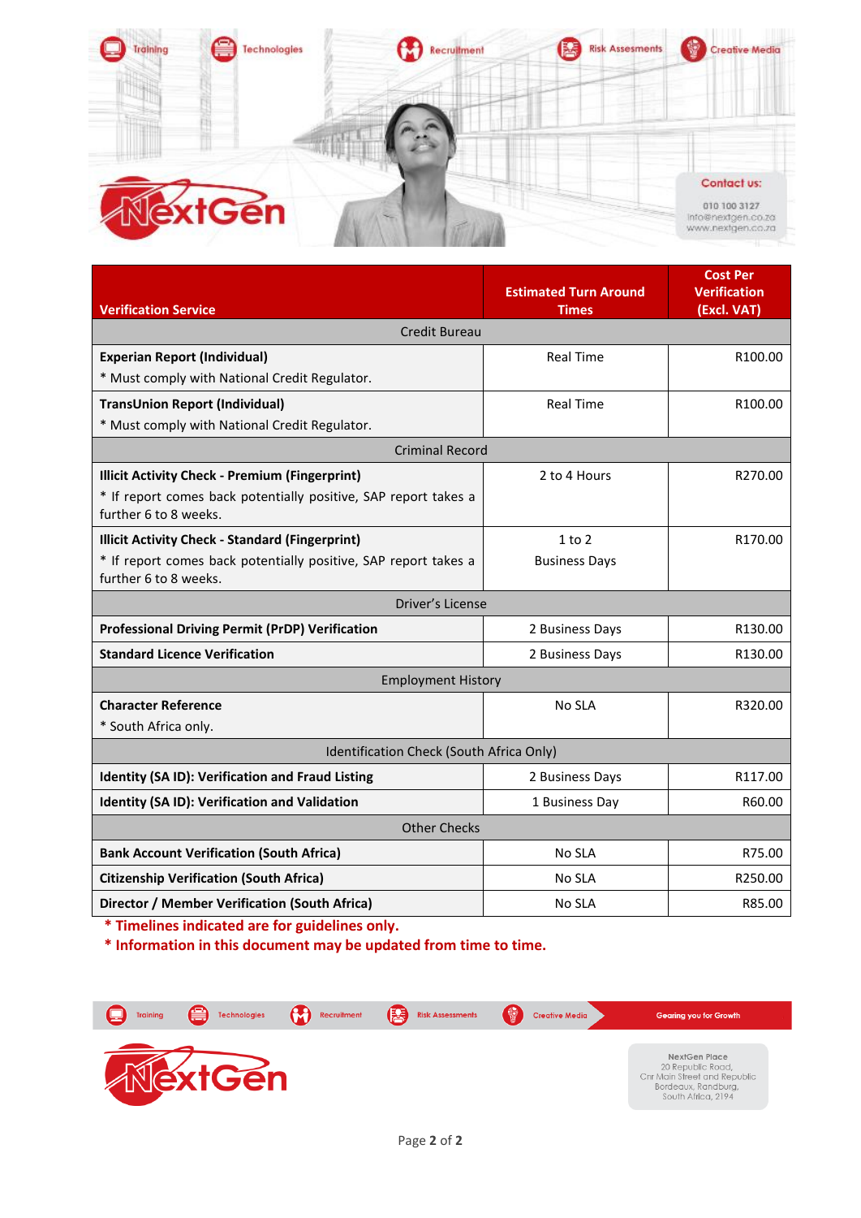| Verification Service | Estimated Turn Around Times | Cost Per Verification (Excl. VAT) |
|---|---|---|
| Credit Bureau | | |
| **Experian Report (Individual)**<br>* Must comply with National Credit Regulator. | Real Time | R100.00 |
| **TransUnion Report (Individual)**<br>* Must comply with National Credit Regulator. | Real Time | R100.00 |
| Criminal Record | | |
| **Illicit Activity Check - Premium (Fingerprint)**<br>* If report comes back potentially positive, SAP report takes a further 6 to 8 weeks. | 2 to 4 Hours | R270.00 |
| **Illicit Activity Check - Standard (Fingerprint)**<br>* If report comes back potentially positive, SAP report takes a further 6 to 8 weeks. | 1 to 2 Business Days | R170.00 |
| Driver's License | | |
| **Professional Driving Permit (PrDP) Verification** | 2 Business Days | R130.00 |
| **Standard Licence Verification** | 2 Business Days | R130.00 |
| Employment History | | |
| **Character Reference**<br>* South Africa only. | No SLA | R320.00 |
| Identification Check (South Africa Only) | | |
| **Identity (SA ID): Verification and Fraud Listing** | 2 Business Days | R117.00 |
| **Identity (SA ID): Verification and Validation** | 1 Business Day | R60.00 |
| Other Checks | | |
| **Bank Account Verification (South Africa)** | No SLA | R75.00 |
| **Citizenship Verification (South Africa)** | No SLA | R250.00 |
| **Director / Member Verification (South Africa)** | No SLA | R85.00 |

**\* Timelines indicated are for guidelines only.**

**\* Information in this document may be updated from time to time.**